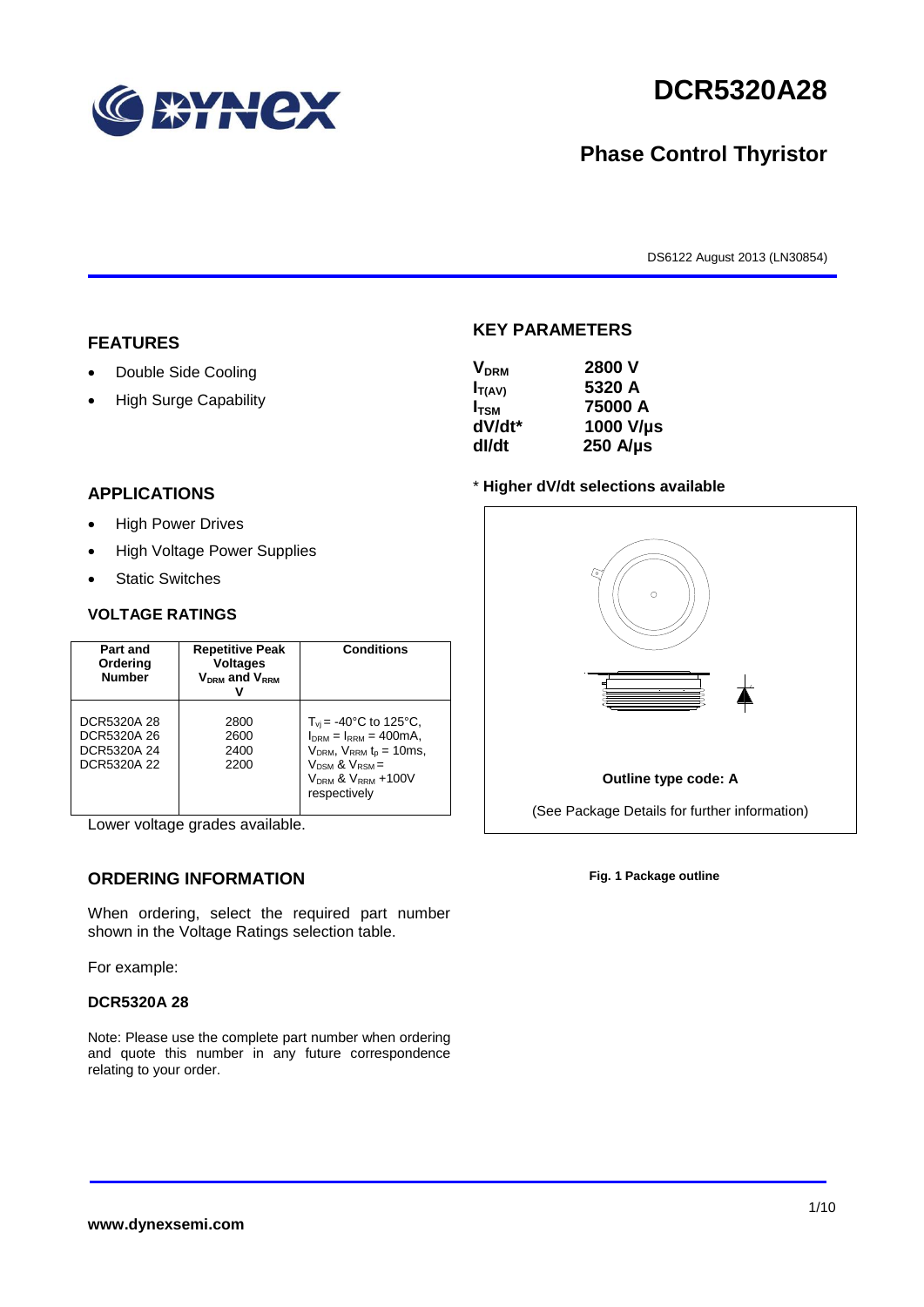# DCR5320A28

## Phase Control Thyristor

DS6122 August 2013 (LN30854)

## FEATURES

- Double Side Cooling
- High Surge Capability

## APPLICATIONS

- High Power Drives
- High Voltage Power Supplies
- Static Switches

## KEY PARAMETERS

| | |
|---|---|
| $V_{DRM}$ | 2800 V |
| $I_{T(AV)}$ | 5320 A |
| $I_{TSM}$ | 75000 A |
| dV/dt* | 1000 V/µs |
| dI/dt | 250 A/µs |

**\* Higher dV/dt selections available**

### VOLTAGE RATINGS

| Part and Ordering Number | Repetitive Peak Voltages $V_{DRM}$ and $V_{RRM}$ V | Conditions |
|---|---|---|
| DCR5320A 28<br>DCR5320A 26<br>DCR5320A 24<br>DCR5320A 22 | 2800<br>2600<br>2400<br>2200 | $T_{vj}$ = -40°C to 125°C, $I_{DRM}$ = $I_{RRM}$ = 400mA, $V_{DRM}$, $V_{RRM}$ $t_p$ = 10ms, $V_{DSM}$ & $V_{RSM}$ = $V_{DRM}$ & $V_{RRM}$ +100V respectively |

Lower voltage grades available.

**Outline type code: A**

(See Package Details for further information)

**Fig. 1 Package outline**

## ORDERING INFORMATION

When ordering, select the required part number shown in the Voltage Ratings selection table.

For example:

**DCR5320A 28**

Note: Please use the complete part number when ordering and quote this number in any future correspondence relating to your order.

**www.dynexsemi.com**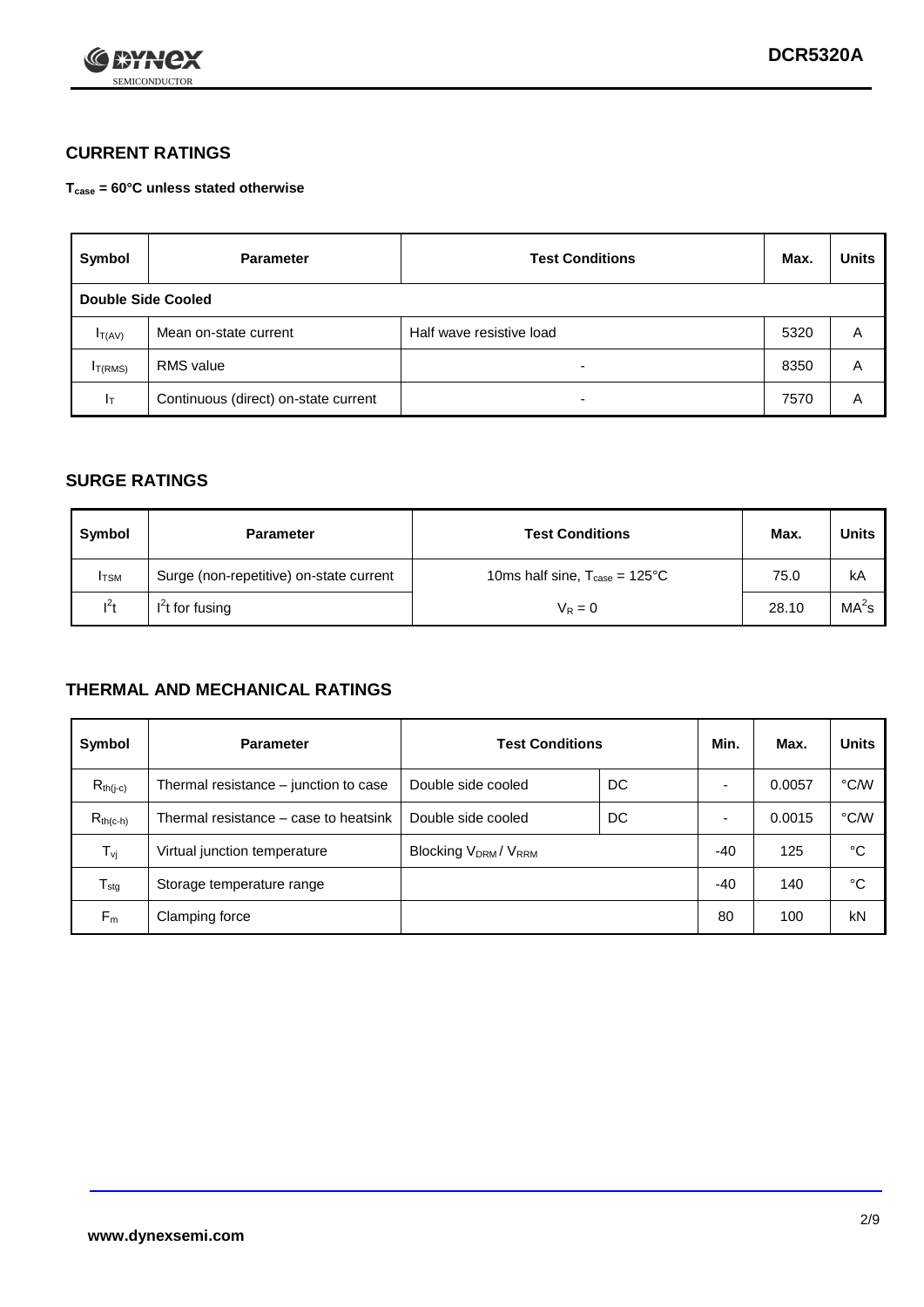## CURRENT RATINGS

**$T_{case}$ = 60°C unless stated otherwise**

| Symbol | Parameter | Test Conditions | Max. | Units |
|---|---|---|---|---|
| **Double Side Cooled** | | | | |
| $I_{T(AV)}$ | Mean on-state current | Half wave resistive load | 5320 | A |
| $I_{T(RMS)}$ | RMS value | - | 8350 | A |
| $I_T$ | Continuous (direct) on-state current | - | 7570 | A |

## SURGE RATINGS

| Symbol | Parameter | Test Conditions | Max. | Units |
|---|---|---|---|---|
| $I_{TSM}$ | Surge (non-repetitive) on-state current | 10ms half sine, $T_{case}$ = 125°C | 75.0 | kA |
| $I^2t$ | $I^2t$ for fusing | $V_R = 0$ | 28.10 | $MA^2s$ |

## THERMAL AND MECHANICAL RATINGS

| Symbol | Parameter | Test Conditions | | Min. | Max. | Units |
|---|---|---|---|---|---|---|
| $R_{th(j-c)}$ | Thermal resistance – junction to case | Double side cooled | DC | - | 0.0057 | °C/W |
| $R_{th(c-h)}$ | Thermal resistance – case to heatsink | Double side cooled | DC | - | 0.0015 | °C/W |
| $T_{vj}$ | Virtual junction temperature | Blocking $V_{DRM}$ / $V_{RRM}$ | | -40 | 125 | °C |
| $T_{stg}$ | Storage temperature range | | | -40 | 140 | °C |
| $F_m$ | Clamping force | | | 80 | 100 | kN |

**www.dynexsemi.com**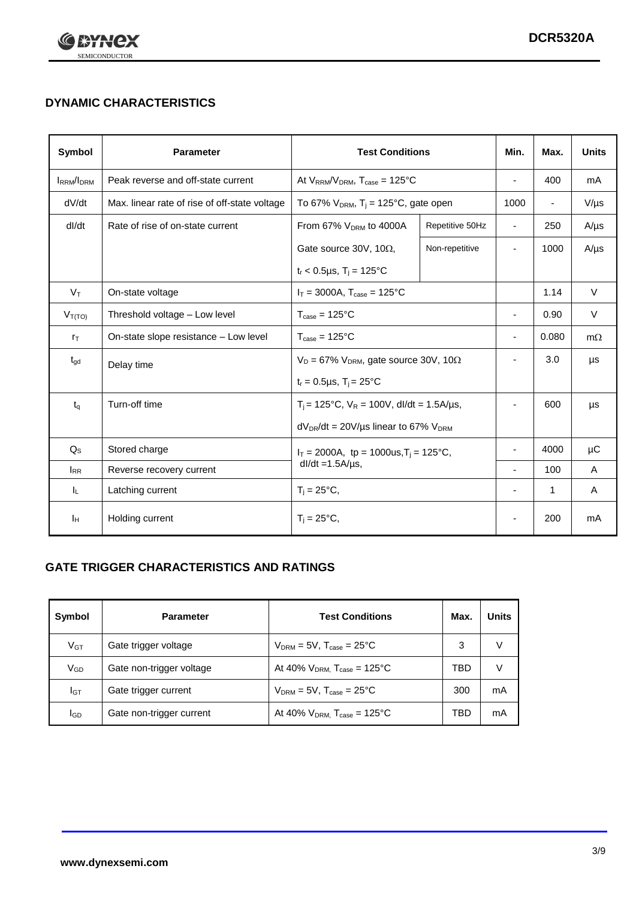## DYNAMIC CHARACTERISTICS

| Symbol | Parameter | Test Conditions | | Min. | Max. | Units |
|---|---|---|---|---|---|---|
| $I_{RRM}/I_{DRM}$ | Peak reverse and off-state current | At $V_{RRM}/V_{DRM}$, $T_{case}$ = 125°C | | - | 400 | mA |
| dV/dt | Max. linear rate of rise of off-state voltage | To 67% $V_{DRM}$, $T_j$ = 125°C, gate open | | 1000 | - | V/µs |
| dI/dt | Rate of rise of on-state current | From 67% $V_{DRM}$ to 4000A | Repetitive 50Hz | - | 250 | A/µs |
| | | Gate source 30V, 10Ω, $t_r$ < 0.5µs, $T_j$ = 125°C | Non-repetitive | - | 1000 | A/µs |
| $V_T$ | On-state voltage | $I_T$ = 3000A, $T_{case}$ = 125°C | | | 1.14 | V |
| $V_{T(TO)}$ | Threshold voltage – Low level | $T_{case}$ = 125°C | | - | 0.90 | V |
| $r_T$ | On-state slope resistance – Low level | $T_{case}$ = 125°C | | - | 0.080 | mΩ |
| $t_{gd}$ | Delay time | $V_D$ = 67% $V_{DRM}$, gate source 30V, 10Ω, $t_r$ = 0.5µs, $T_j$ = 25°C | | - | 3.0 | µs |
| $t_q$ | Turn-off time | $T_j$ = 125°C, $V_R$ = 100V, dI/dt = 1.5A/µs, $dV_{DR}/dt$ = 20V/µs linear to 67% $V_{DRM}$ | | - | 600 | µs |
| $Q_S$ | Stored charge | $I_T$ = 2000A, tp = 1000us, $T_j$ = 125°C, dI/dt =1.5A/µs, | | - | 4000 | µC |
| $I_{RR}$ | Reverse recovery current | | | - | 100 | A |
| $I_L$ | Latching current | $T_j$ = 25°C, | | - | 1 | A |
| $I_H$ | Holding current | $T_j$ = 25°C, | | - | 200 | mA |

## GATE TRIGGER CHARACTERISTICS AND RATINGS

| Symbol | Parameter | Test Conditions | Max. | Units |
|---|---|---|---|---|
| $V_{GT}$ | Gate trigger voltage | $V_{DRM}$ = 5V, $T_{case}$ = 25°C | 3 | V |
| $V_{GD}$ | Gate non-trigger voltage | At 40% $V_{DRM}$, $T_{case}$ = 125°C | TBD | V |
| $I_{GT}$ | Gate trigger current | $V_{DRM}$ = 5V, $T_{case}$ = 25°C | 300 | mA |
| $I_{GD}$ | Gate non-trigger current | At 40% $V_{DRM}$, $T_{case}$ = 125°C | TBD | mA |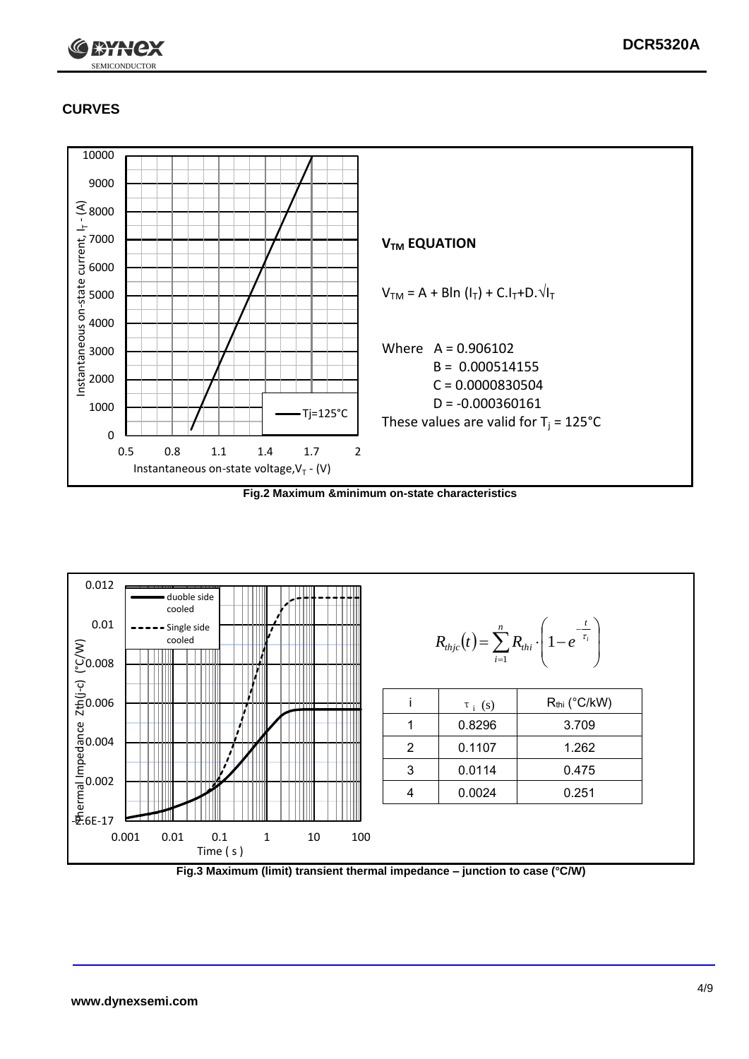## CURVES

**$V_{TM}$ EQUATION**

$V_{TM} = A + B\ln(I_T) + C.I_T + D.\sqrt{I_T}$

Where A = 0.906102
B = 0.000514155
C = 0.0000830504
D = -0.000360161

These values are valid for $T_j$ = 125°C

**Fig.2 Maximum &minimum on-state characteristics**

$$R_{thjc}(t) = \sum_{i=1}^{n} R_{thi} \cdot \left(1 - e^{-\frac{t}{\tau_i}}\right)$$

| i | $\tau_i$ (s) | $R_{thi}$ (°C/kW) |
|---|---|---|
| 1 | 0.8296 | 3.709 |
| 2 | 0.1107 | 1.262 |
| 3 | 0.0114 | 0.475 |
| 4 | 0.0024 | 0.251 |

**Fig.3 Maximum (limit) transient thermal impedance – junction to case (°C/W)**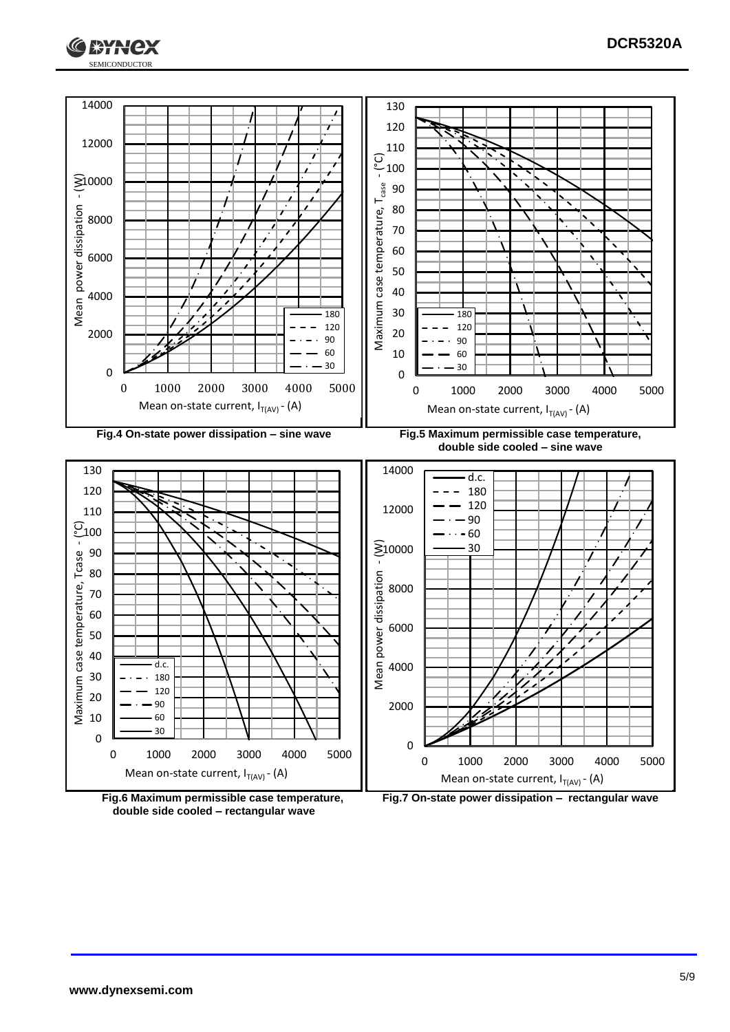**Fig.4 On-state power dissipation – sine wave**

**Fig.5 Maximum permissible case temperature, double side cooled – sine wave**

**Fig.6 Maximum permissible case temperature, double side cooled – rectangular wave**

**Fig.7 On-state power dissipation – rectangular wave**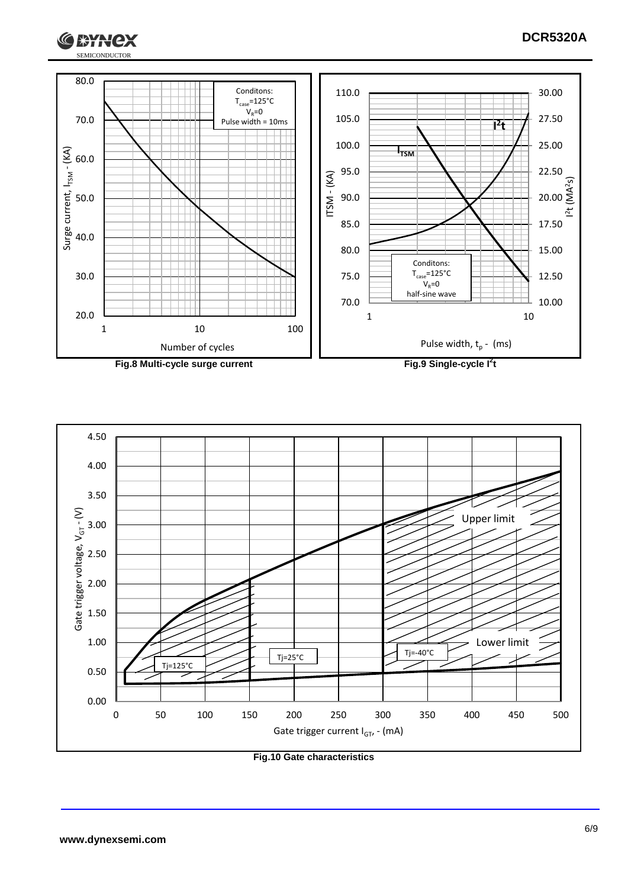Conditons:
$T_{case}$=125°C
$V_R$=0
Pulse width = 10ms

Surge current, $I_{TSM}$ - (KA)

Number of cycles

**Fig.8 Multi-cycle surge current**

$I^2t$

$I_{TSM}$

Conditons:
$T_{case}$=125°C
$V_R$=0
half-sine wave

ITSM - (KA)

$I^2t$ ($MA^2s$)

Pulse width, $t_p$ - (ms)

**Fig.9 Single-cycle $I^2t$**

Upper limit

Lower limit

Tj=125°C

Tj=25°C

Tj=-40°C

Gate trigger voltage, $V_{GT}$ - (V)

Gate trigger current $I_{GT}$, - (mA)

**Fig.10 Gate characteristics**

www.dynexsemi.com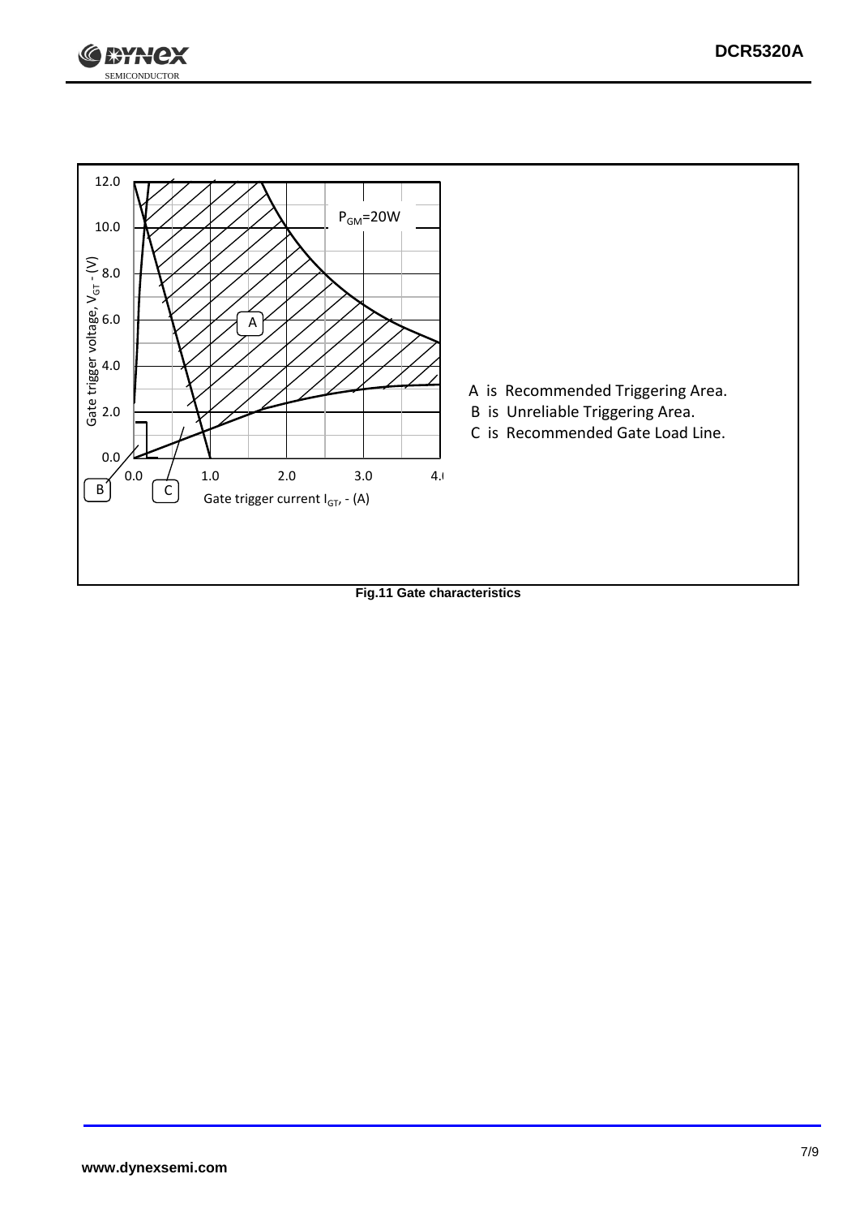A is Recommended Triggering Area.

B is Unreliable Triggering Area.

C is Recommended Gate Load Line.

**Fig.11 Gate characteristics**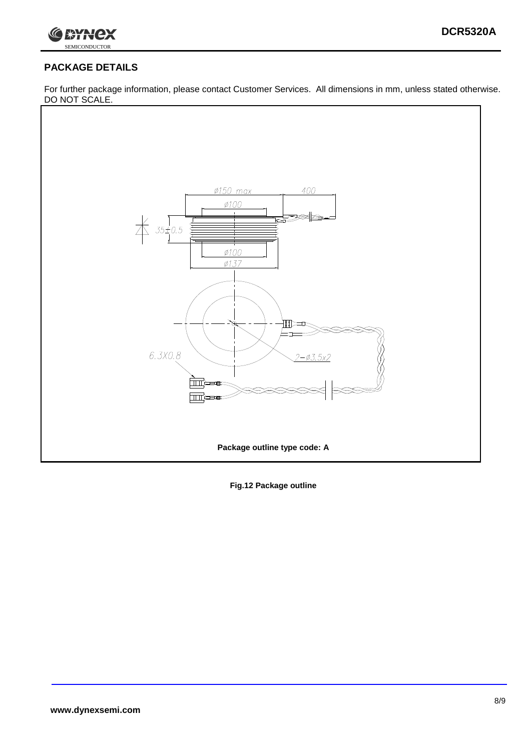## PACKAGE DETAILS

For further package information, please contact Customer Services. All dimensions in mm, unless stated otherwise. DO NOT SCALE.

Package outline type code: A

**Fig.12 Package outline**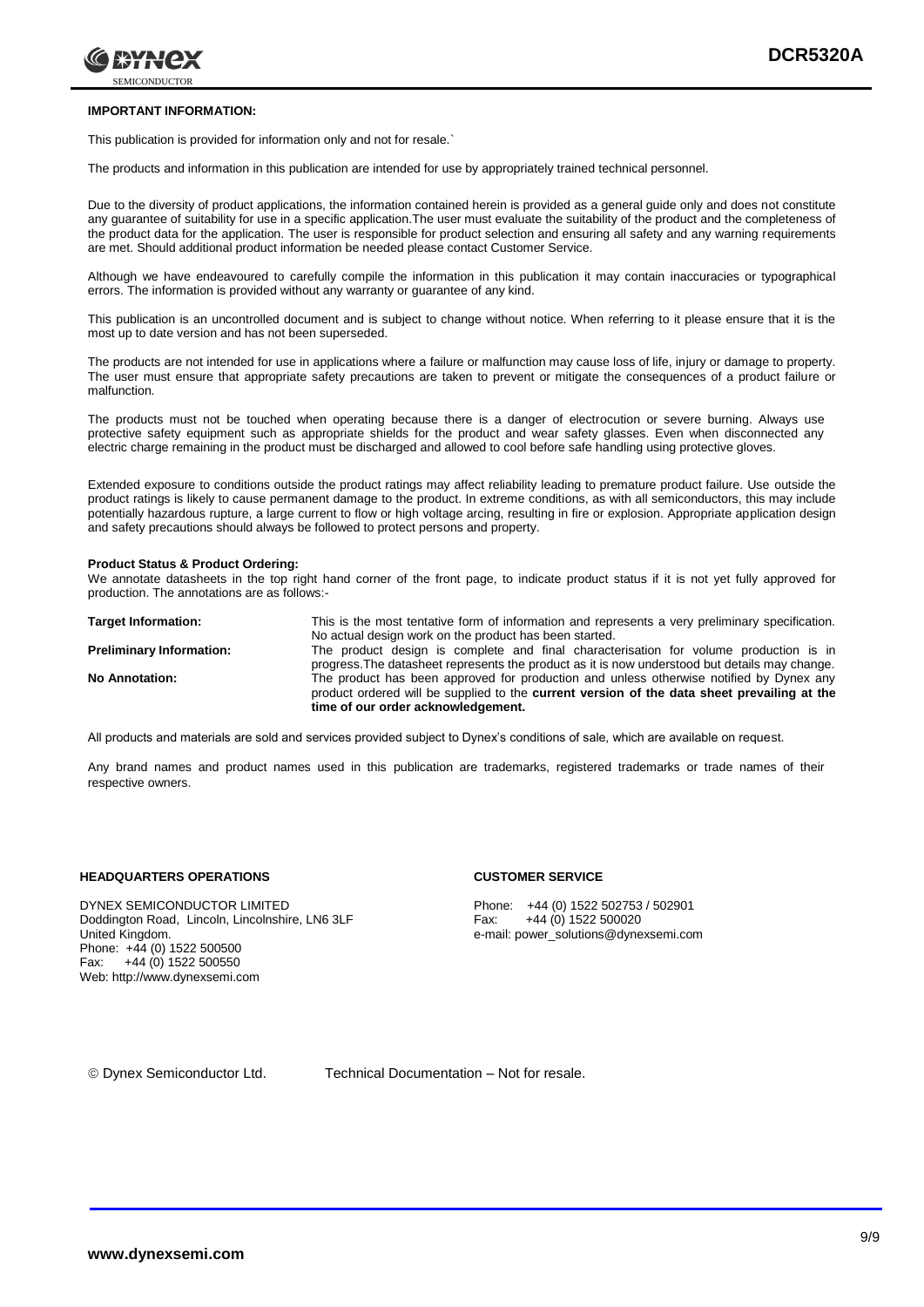**IMPORTANT INFORMATION:**

This publication is provided for information only and not for resale.`

The products and information in this publication are intended for use by appropriately trained technical personnel.

Due to the diversity of product applications, the information contained herein is provided as a general guide only and does not constitute any guarantee of suitability for use in a specific application.The user must evaluate the suitability of the product and the completeness of the product data for the application. The user is responsible for product selection and ensuring all safety and any warning requirements are met. Should additional product information be needed please contact Customer Service.

Although we have endeavoured to carefully compile the information in this publication it may contain inaccuracies or typographical errors. The information is provided without any warranty or guarantee of any kind.

This publication is an uncontrolled document and is subject to change without notice. When referring to it please ensure that it is the most up to date version and has not been superseded.

The products are not intended for use in applications where a failure or malfunction may cause loss of life, injury or damage to property. The user must ensure that appropriate safety precautions are taken to prevent or mitigate the consequences of a product failure or malfunction.

The products must not be touched when operating because there is a danger of electrocution or severe burning. Always use protective safety equipment such as appropriate shields for the product and wear safety glasses. Even when disconnected any electric charge remaining in the product must be discharged and allowed to cool before safe handling using protective gloves.

Extended exposure to conditions outside the product ratings may affect reliability leading to premature product failure. Use outside the product ratings is likely to cause permanent damage to the product. In extreme conditions, as with all semiconductors, this may include potentially hazardous rupture, a large current to flow or high voltage arcing, resulting in fire or explosion. Appropriate application design and safety precautions should always be followed to protect persons and property.

**Product Status & Product Ordering:**

We annotate datasheets in the top right hand corner of the front page, to indicate product status if it is not yet fully approved for production. The annotations are as follows:-

| | |
|---|---|
| **Target Information:** | This is the most tentative form of information and represents a very preliminary specification. No actual design work on the product has been started. |
| **Preliminary Information:** | The product design is complete and final characterisation for volume production is in progress.The datasheet represents the product as it is now understood but details may change. |
| **No Annotation:** | The product has been approved for production and unless otherwise notified by Dynex any product ordered will be supplied to the **current version of the data sheet prevailing at the time of our order acknowledgement.** |

All products and materials are sold and services provided subject to Dynex's conditions of sale, which are available on request.

Any brand names and product names used in this publication are trademarks, registered trademarks or trade names of their respective owners.

**HEADQUARTERS OPERATIONS**

DYNEX SEMICONDUCTOR LIMITED
Doddington Road, Lincoln, Lincolnshire, LN6 3LF
United Kingdom.
Phone: +44 (0) 1522 500500
Fax: +44 (0) 1522 500550
Web: http://www.dynexsemi.com

**CUSTOMER SERVICE**

Phone: +44 (0) 1522 502753 / 502901
Fax: +44 (0) 1522 500020
e-mail: power_solutions@dynexsemi.com

© Dynex Semiconductor Ltd. Technical Documentation – Not for resale.